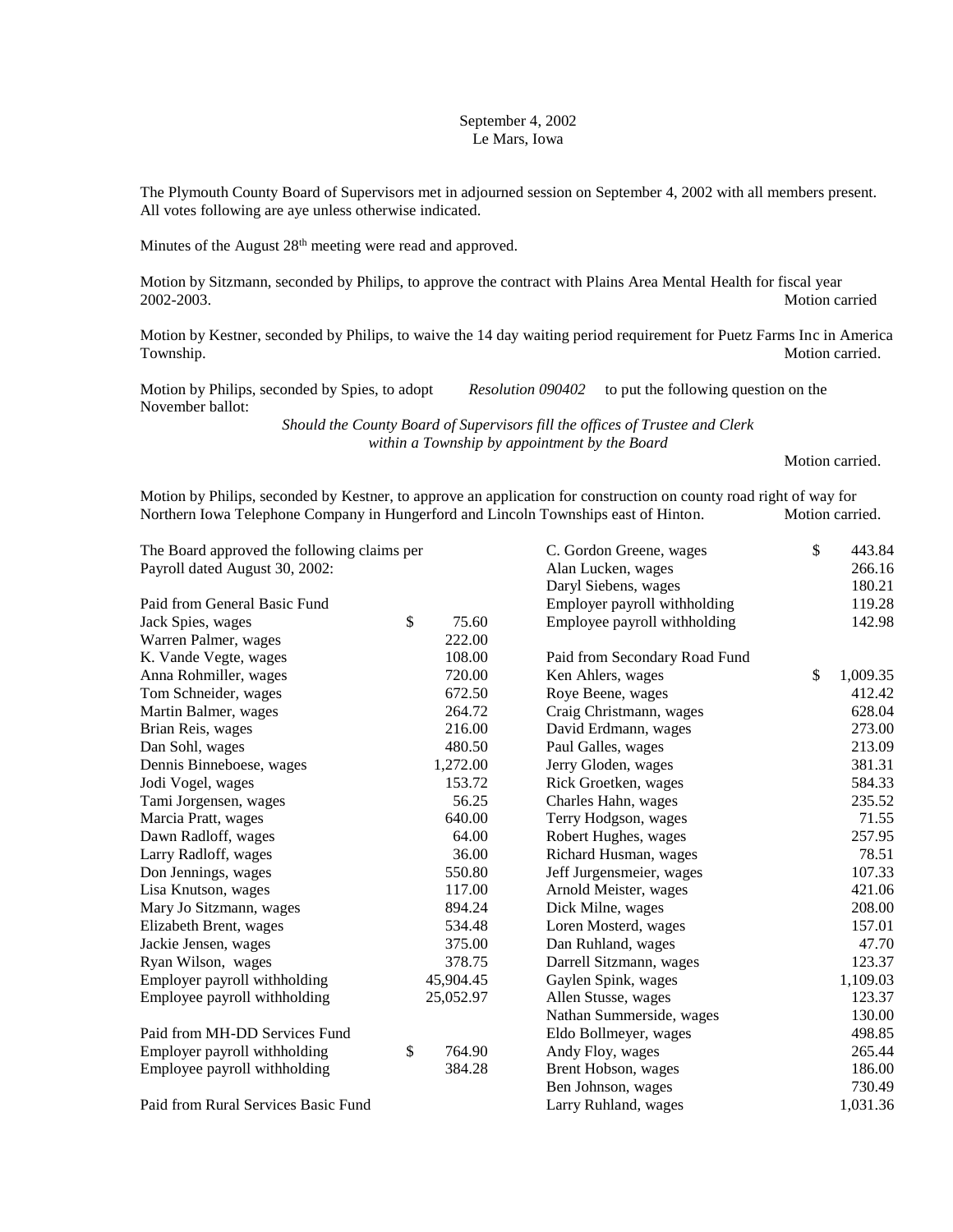September 4, 2002
Le Mars, Iowa

The Plymouth County Board of Supervisors met in adjourned session on September 4, 2002 with all members present. All votes following are aye unless otherwise indicated.

Minutes of the August 28th meeting were read and approved.

Motion by Sitzmann, seconded by Philips, to approve the contract with Plains Area Mental Health for fiscal year 2002-2003. Motion carried

Motion by Kestner, seconded by Philips, to waive the 14 day waiting period requirement for Puetz Farms Inc in America Township. Motion carried.

Motion by Philips, seconded by Spies, to adopt *Resolution 090402* to put the following question on the November ballot:

*Should the County Board of Supervisors fill the offices of Trustee and Clerk within a Township by appointment by the Board*

Motion carried.

Motion by Philips, seconded by Kestner, to approve an application for construction on county road right of way for Northern Iowa Telephone Company in Hungerford and Lincoln Townships east of Hinton. Motion carried.

The Board approved the following claims per Payroll dated August 30, 2002:

| Paid from General Basic Fund | |
|---|---|
| Jack Spies, wages | $ 75.60 |
| Warren Palmer, wages | 222.00 |
| K. Vande Vegte, wages | 108.00 |
| Anna Rohmiller, wages | 720.00 |
| Tom Schneider, wages | 672.50 |
| Martin Balmer, wages | 264.72 |
| Brian Reis, wages | 216.00 |
| Dan Sohl, wages | 480.50 |
| Dennis Binneboese, wages | 1,272.00 |
| Jodi Vogel, wages | 153.72 |
| Tami Jorgensen, wages | 56.25 |
| Marcia Pratt, wages | 640.00 |
| Dawn Radloff, wages | 64.00 |
| Larry Radloff, wages | 36.00 |
| Don Jennings, wages | 550.80 |
| Lisa Knutson, wages | 117.00 |
| Mary Jo Sitzmann, wages | 894.24 |
| Elizabeth Brent, wages | 534.48 |
| Jackie Jensen, wages | 375.00 |
| Ryan Wilson, wages | 378.75 |
| Employer payroll withholding | 45,904.45 |
| Employee payroll withholding | 25,052.97 |

| Paid from MH-DD Services Fund | |
|---|---|
| Employer payroll withholding | $ 764.90 |
| Employee payroll withholding | 384.28 |

| Paid from Rural Services Basic Fund | |
|---|---|
| C. Gordon Greene, wages | $ 443.84 |
| Alan Lucken, wages | 266.16 |
| Daryl Siebens, wages | 180.21 |
| Employer payroll withholding | 119.28 |
| Employee payroll withholding | 142.98 |

| Paid from Secondary Road Fund | |
|---|---|
| Ken Ahlers, wages | $ 1,009.35 |
| Roye Beene, wages | 412.42 |
| Craig Christmann, wages | 628.04 |
| David Erdmann, wages | 273.00 |
| Paul Galles, wages | 213.09 |
| Jerry Gloden, wages | 381.31 |
| Rick Groetken, wages | 584.33 |
| Charles Hahn, wages | 235.52 |
| Terry Hodgson, wages | 71.55 |
| Robert Hughes, wages | 257.95 |
| Richard Husman, wages | 78.51 |
| Jeff Jurgensmeier, wages | 107.33 |
| Arnold Meister, wages | 421.06 |
| Dick Milne, wages | 208.00 |
| Loren Mosterd, wages | 157.01 |
| Dan Ruhland, wages | 47.70 |
| Darrell Sitzmann, wages | 123.37 |
| Gaylen Spink, wages | 1,109.03 |
| Allen Stusse, wages | 123.37 |
| Nathan Summerside, wages | 130.00 |
| Eldo Bollmeyer, wages | 498.85 |
| Andy Floy, wages | 265.44 |
| Brent Hobson, wages | 186.00 |
| Ben Johnson, wages | 730.49 |
| Larry Ruhland, wages | 1,031.36 |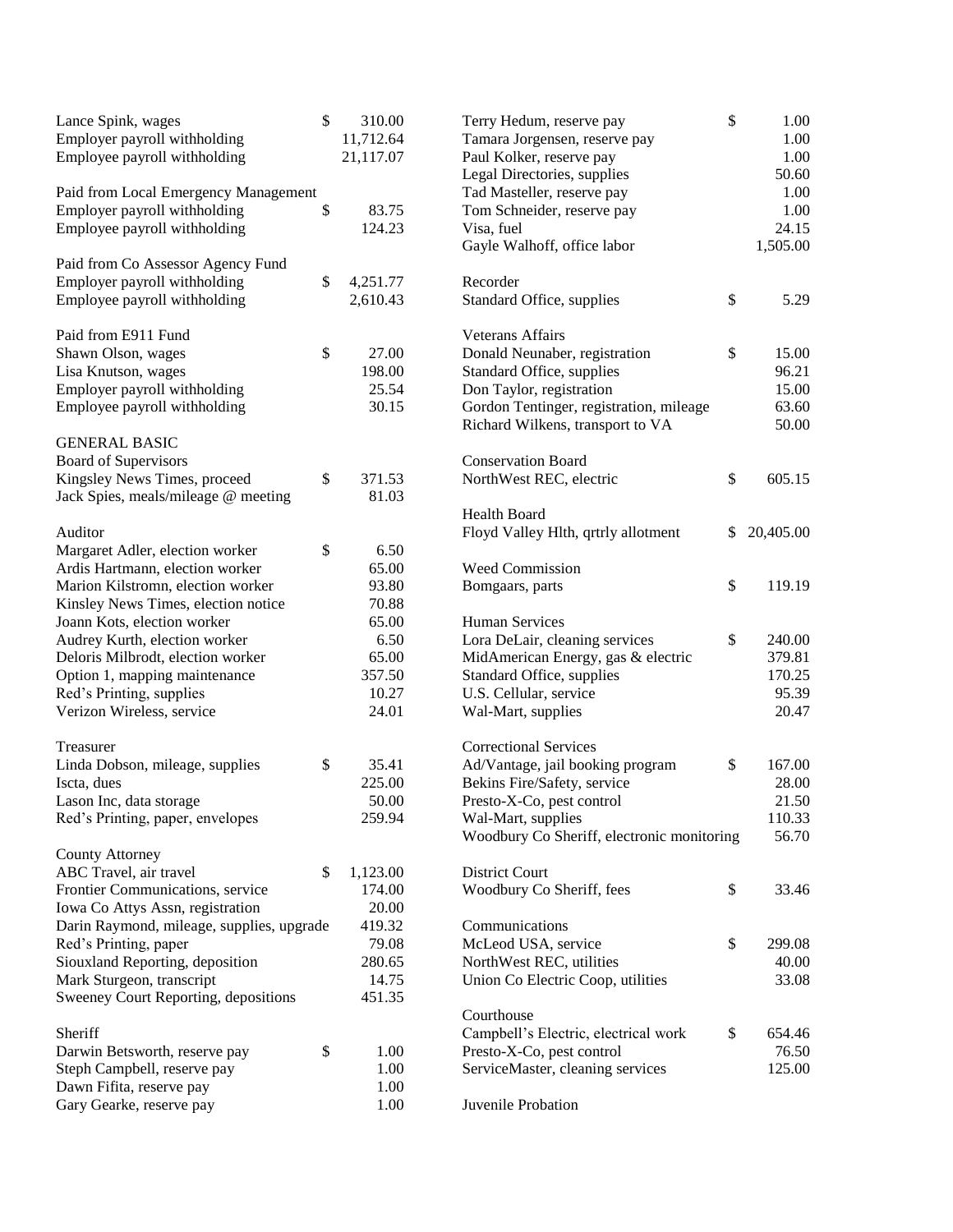| | |
|---|---|
| Lance Spink, wages | $ 310.00 |
| Employer payroll withholding | 11,712.64 |
| Employee payroll withholding | 21,117.07 |

Paid from Local Emergency Management

| | |
|---|---|
| Employer payroll withholding | $ 83.75 |
| Employee payroll withholding | 124.23 |

Paid from Co Assessor Agency Fund

| | |
|---|---|
| Employer payroll withholding | $ 4,251.77 |
| Employee payroll withholding | 2,610.43 |

Paid from E911 Fund

| | |
|---|---|
| Shawn Olson, wages | $ 27.00 |
| Lisa Knutson, wages | 198.00 |
| Employer payroll withholding | 25.54 |
| Employee payroll withholding | 30.15 |

GENERAL BASIC

Board of Supervisors

| | |
|---|---|
| Kingsley News Times, proceed | $ 371.53 |
| Jack Spies, meals/mileage @ meeting | 81.03 |

Auditor

| | |
|---|---|
| Margaret Adler, election worker | $ 6.50 |
| Ardis Hartmann, election worker | 65.00 |
| Marion Kilstromn, election worker | 93.80 |
| Kinsley News Times, election notice | 70.88 |
| Joann Kots, election worker | 65.00 |
| Audrey Kurth, election worker | 6.50 |
| Deloris Milbrodt, election worker | 65.00 |
| Option 1, mapping maintenance | 357.50 |
| Red's Printing, supplies | 10.27 |
| Verizon Wireless, service | 24.01 |

Treasurer

| | |
|---|---|
| Linda Dobson, mileage, supplies | $ 35.41 |
| Iscta, dues | 225.00 |
| Lason Inc, data storage | 50.00 |
| Red's Printing, paper, envelopes | 259.94 |

County Attorney

| | |
|---|---|
| ABC Travel, air travel | $ 1,123.00 |
| Frontier Communications, service | 174.00 |
| Iowa Co Attys Assn, registration | 20.00 |
| Darin Raymond, mileage, supplies, upgrade | 419.32 |
| Red's Printing, paper | 79.08 |
| Siouxland Reporting, deposition | 280.65 |
| Mark Sturgeon, transcript | 14.75 |
| Sweeney Court Reporting, depositions | 451.35 |

Sheriff

| | |
|---|---|
| Darwin Betsworth, reserve pay | $ 1.00 |
| Steph Campbell, reserve pay | 1.00 |
| Dawn Fifita, reserve pay | 1.00 |
| Gary Gearke, reserve pay | 1.00 |
| Terry Hedum, reserve pay | $ 1.00 |
| Tamara Jorgensen, reserve pay | 1.00 |
| Paul Kolker, reserve pay | 1.00 |
| Legal Directories, supplies | 50.60 |
| Tad Masteller, reserve pay | 1.00 |
| Tom Schneider, reserve pay | 1.00 |
| Visa, fuel | 24.15 |
| Gayle Walhoff, office labor | 1,505.00 |

Recorder

| | |
|---|---|
| Standard Office, supplies | $ 5.29 |

Veterans Affairs

| | |
|---|---|
| Donald Neunaber, registration | $ 15.00 |
| Standard Office, supplies | 96.21 |
| Don Taylor, registration | 15.00 |
| Gordon Tentinger, registration, mileage | 63.60 |
| Richard Wilkens, transport to VA | 50.00 |

Conservation Board

| | |
|---|---|
| NorthWest REC, electric | $ 605.15 |

Health Board

| | |
|---|---|
| Floyd Valley Hlth, qrtrly allotment | $ 20,405.00 |

Weed Commission

| | |
|---|---|
| Bomgaars, parts | $ 119.19 |

Human Services

| | |
|---|---|
| Lora DeLair, cleaning services | $ 240.00 |
| MidAmerican Energy, gas & electric | 379.81 |
| Standard Office, supplies | 170.25 |
| U.S. Cellular, service | 95.39 |
| Wal-Mart, supplies | 20.47 |

Correctional Services

| | |
|---|---|
| Ad/Vantage, jail booking program | $ 167.00 |
| Bekins Fire/Safety, service | 28.00 |
| Presto-X-Co, pest control | 21.50 |
| Wal-Mart, supplies | 110.33 |
| Woodbury Co Sheriff, electronic monitoring | 56.70 |

District Court

| | |
|---|---|
| Woodbury Co Sheriff, fees | $ 33.46 |

Communications

| | |
|---|---|
| McLeod USA, service | $ 299.08 |
| NorthWest REC, utilities | 40.00 |
| Union Co Electric Coop, utilities | 33.08 |

Courthouse

| | |
|---|---|
| Campbell's Electric, electrical work | $ 654.46 |
| Presto-X-Co, pest control | 76.50 |
| ServiceMaster, cleaning services | 125.00 |

Juvenile Probation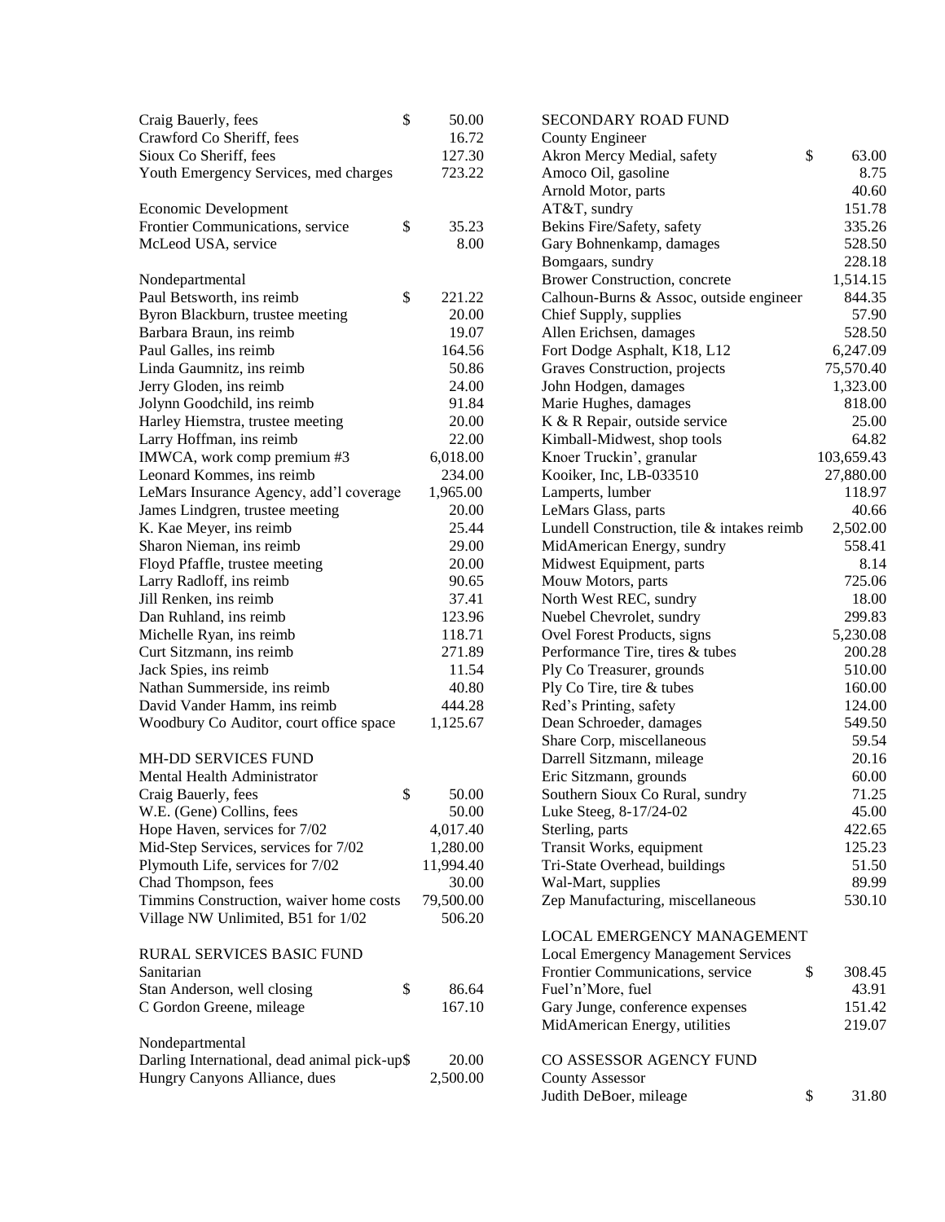| | |
|---|---|
| Craig Bauerly, fees | $ 50.00 |
| Crawford Co Sheriff, fees | 16.72 |
| Sioux Co Sheriff, fees | 127.30 |
| Youth Emergency Services, med charges | 723.22 |

Economic Development

| | |
|---|---|
| Frontier Communications, service | $ 35.23 |
| McLeod USA, service | 8.00 |

Nondepartmental

| | |
|---|---|
| Paul Betsworth, ins reimb | $ 221.22 |
| Byron Blackburn, trustee meeting | 20.00 |
| Barbara Braun, ins reimb | 19.07 |
| Paul Galles, ins reimb | 164.56 |
| Linda Gaumnitz, ins reimb | 50.86 |
| Jerry Gloden, ins reimb | 24.00 |
| Jolynn Goodchild, ins reimb | 91.84 |
| Harley Hiemstra, trustee meeting | 20.00 |
| Larry Hoffman, ins reimb | 22.00 |
| IMWCA, work comp premium #3 | 6,018.00 |
| Leonard Kommes, ins reimb | 234.00 |
| LeMars Insurance Agency, add'l coverage | 1,965.00 |
| James Lindgren, trustee meeting | 20.00 |
| K. Kae Meyer, ins reimb | 25.44 |
| Sharon Nieman, ins reimb | 29.00 |
| Floyd Pfaffle, trustee meeting | 20.00 |
| Larry Radloff, ins reimb | 90.65 |
| Jill Renken, ins reimb | 37.41 |
| Dan Ruhland, ins reimb | 123.96 |
| Michelle Ryan, ins reimb | 118.71 |
| Curt Sitzmann, ins reimb | 271.89 |
| Jack Spies, ins reimb | 11.54 |
| Nathan Summerside, ins reimb | 40.80 |
| David Vander Hamm, ins reimb | 444.28 |
| Woodbury Co Auditor, court office space | 1,125.67 |

MH-DD SERVICES FUND

Mental Health Administrator

| | |
|---|---|
| Craig Bauerly, fees | $ 50.00 |
| W.E. (Gene) Collins, fees | 50.00 |
| Hope Haven, services for 7/02 | 4,017.40 |
| Mid-Step Services, services for 7/02 | 1,280.00 |
| Plymouth Life, services for 7/02 | 11,994.40 |
| Chad Thompson, fees | 30.00 |
| Timmins Construction, waiver home costs | 79,500.00 |
| Village NW Unlimited, B51 for 1/02 | 506.20 |

RURAL SERVICES BASIC FUND

Sanitarian

| | |
|---|---|
| Stan Anderson, well closing | $ 86.64 |
| C Gordon Greene, mileage | 167.10 |

Nondepartmental

| | |
|---|---|
| Darling International, dead animal pick-up | $ 20.00 |
| Hungry Canyons Alliance, dues | 2,500.00 |

SECONDARY ROAD FUND

County Engineer

| | |
|---|---|
| Akron Mercy Medial, safety | $ 63.00 |
| Amoco Oil, gasoline | 8.75 |
| Arnold Motor, parts | 40.60 |
| AT&T, sundry | 151.78 |
| Bekins Fire/Safety, safety | 335.26 |
| Gary Bohnenkamp, damages | 528.50 |
| Bomgaars, sundry | 228.18 |
| Brower Construction, concrete | 1,514.15 |
| Calhoun-Burns & Assoc, outside engineer | 844.35 |
| Chief Supply, supplies | 57.90 |
| Allen Erichsen, damages | 528.50 |
| Fort Dodge Asphalt, K18, L12 | 6,247.09 |
| Graves Construction, projects | 75,570.40 |
| John Hodgen, damages | 1,323.00 |
| Marie Hughes, damages | 818.00 |
| K & R Repair, outside service | 25.00 |
| Kimball-Midwest, shop tools | 64.82 |
| Knoer Truckin', granular | 103,659.43 |
| Kooiker, Inc, LB-033510 | 27,880.00 |
| Lamperts, lumber | 118.97 |
| LeMars Glass, parts | 40.66 |
| Lundell Construction, tile & intakes reimb | 2,502.00 |
| MidAmerican Energy, sundry | 558.41 |
| Midwest Equipment, parts | 8.14 |
| Mouw Motors, parts | 725.06 |
| North West REC, sundry | 18.00 |
| Nuebel Chevrolet, sundry | 299.83 |
| Ovel Forest Products, signs | 5,230.08 |
| Performance Tire, tires & tubes | 200.28 |
| Ply Co Treasurer, grounds | 510.00 |
| Ply Co Tire, tire & tubes | 160.00 |
| Red's Printing, safety | 124.00 |
| Dean Schroeder, damages | 549.50 |
| Share Corp, miscellaneous | 59.54 |
| Darrell Sitzmann, mileage | 20.16 |
| Eric Sitzmann, grounds | 60.00 |
| Southern Sioux Co Rural, sundry | 71.25 |
| Luke Steeg, 8-17/24-02 | 45.00 |
| Sterling, parts | 422.65 |
| Transit Works, equipment | 125.23 |
| Tri-State Overhead, buildings | 51.50 |
| Wal-Mart, supplies | 89.99 |
| Zep Manufacturing, miscellaneous | 530.10 |

LOCAL EMERGENCY MANAGEMENT

Local Emergency Management Services

| | |
|---|---|
| Frontier Communications, service | $ 308.45 |
| Fuel'n'More, fuel | 43.91 |
| Gary Junge, conference expenses | 151.42 |
| MidAmerican Energy, utilities | 219.07 |

CO ASSESSOR AGENCY FUND

County Assessor

| | |
|---|---|
| Judith DeBoer, mileage | $ 31.80 |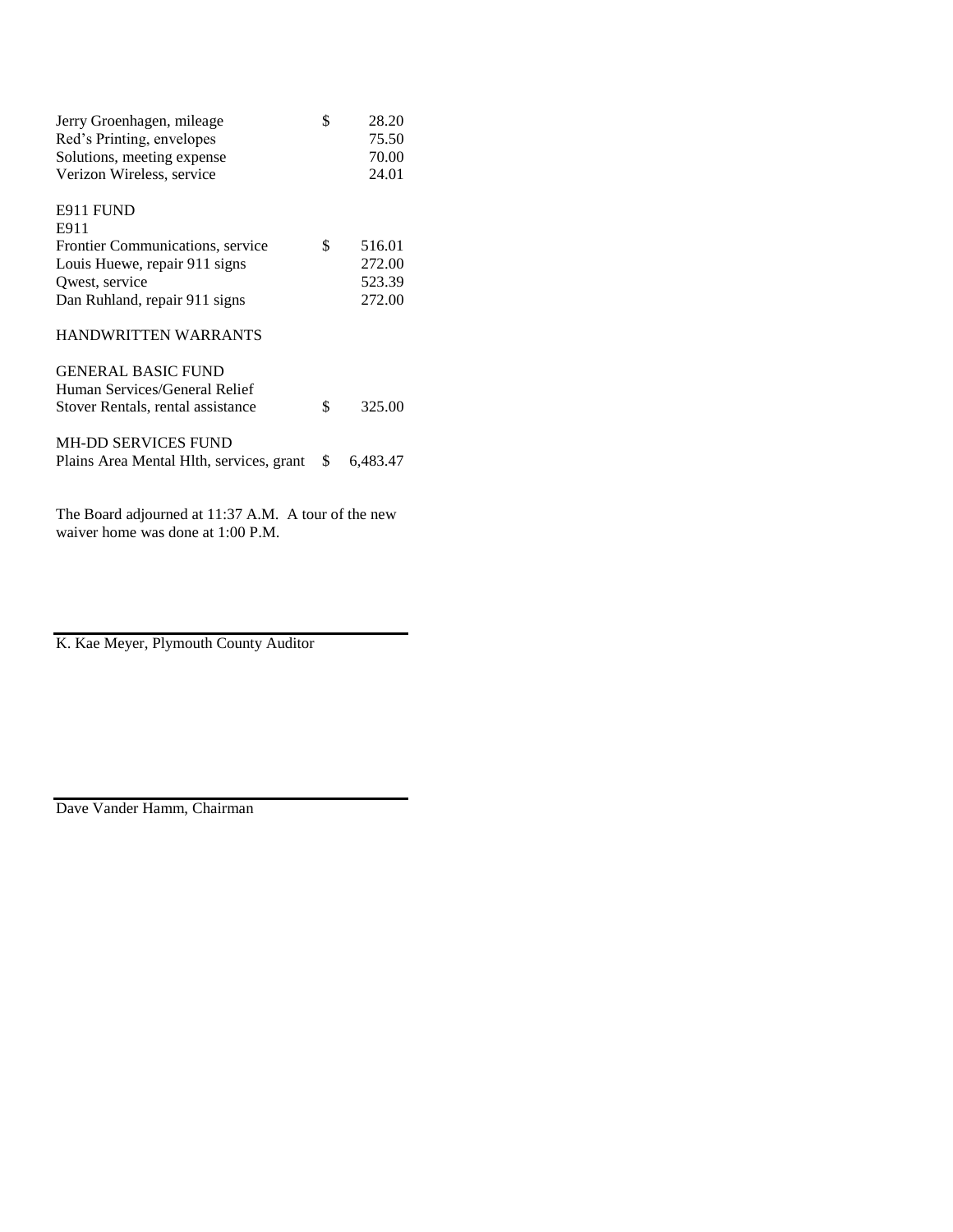| | | |
|---|---|---|
| Jerry Groenhagen, mileage | $ | 28.20 |
| Red's Printing, envelopes | | 75.50 |
| Solutions, meeting expense | | 70.00 |
| Verizon Wireless, service | | 24.01 |

E911 FUND
E911

| | | |
|---|---|---|
| Frontier Communications, service | $ | 516.01 |
| Louis Huewe, repair 911 signs | | 272.00 |
| Qwest, service | | 523.39 |
| Dan Ruhland, repair 911 signs | | 272.00 |

HANDWRITTEN WARRANTS

GENERAL BASIC FUND
Human Services/General Relief

| | | |
|---|---|---|
| Stover Rentals, rental assistance | $ | 325.00 |

MH-DD SERVICES FUND

| | | |
|---|---|---|
| Plains Area Mental Hlth, services, grant | $ | 6,483.47 |

The Board adjourned at 11:37 A.M. A tour of the new waiver home was done at 1:00 P.M.

K. Kae Meyer, Plymouth County Auditor

Dave Vander Hamm, Chairman